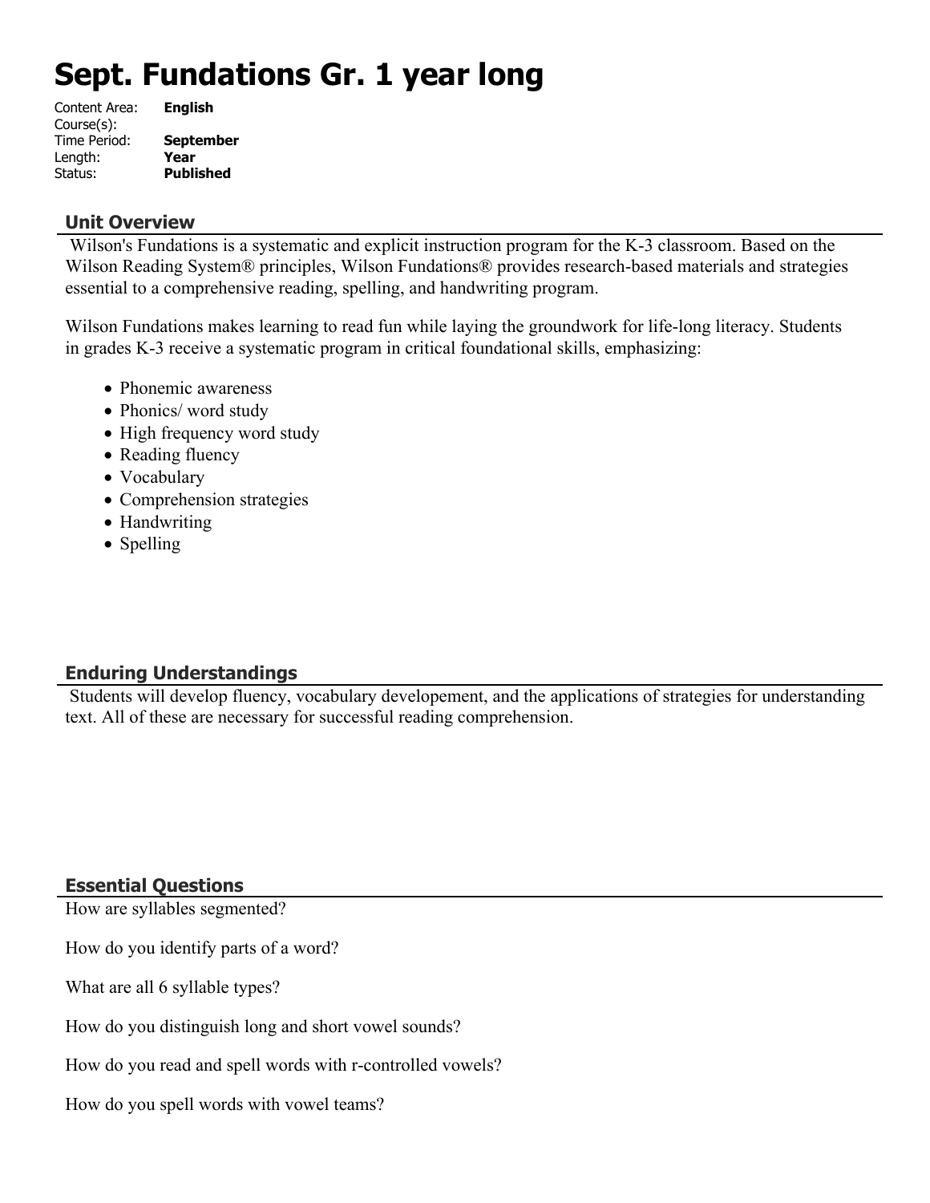# Sept. Fundations Gr. 1 year long

| | |
|---|---|
| Content Area: | **English** |
| Course(s): | |
| Time Period: | **September** |
| Length: | **Year** |
| Status: | **Published** |

## Unit Overview

Wilson's Fundations is a systematic and explicit instruction program for the K-3 classroom. Based on the Wilson Reading System® principles, Wilson Fundations® provides research-based materials and strategies essential to a comprehensive reading, spelling, and handwriting program.

Wilson Fundations makes learning to read fun while laying the groundwork for life-long literacy. Students in grades K-3 receive a systematic program in critical foundational skills, emphasizing:

- Phonemic awareness
- Phonics/ word study
- High frequency word study
- Reading fluency
- Vocabulary
- Comprehension strategies
- Handwriting
- Spelling

## Enduring Understandings

Students will develop fluency, vocabulary developement, and the applications of strategies for understanding text. All of these are necessary for successful reading comprehension.

## Essential Questions

How are syllables segmented?

How do you identify parts of a word?

What are all 6 syllable types?

How do you distinguish long and short vowel sounds?

How do you read and spell words with r-controlled vowels?

How do you spell words with vowel teams?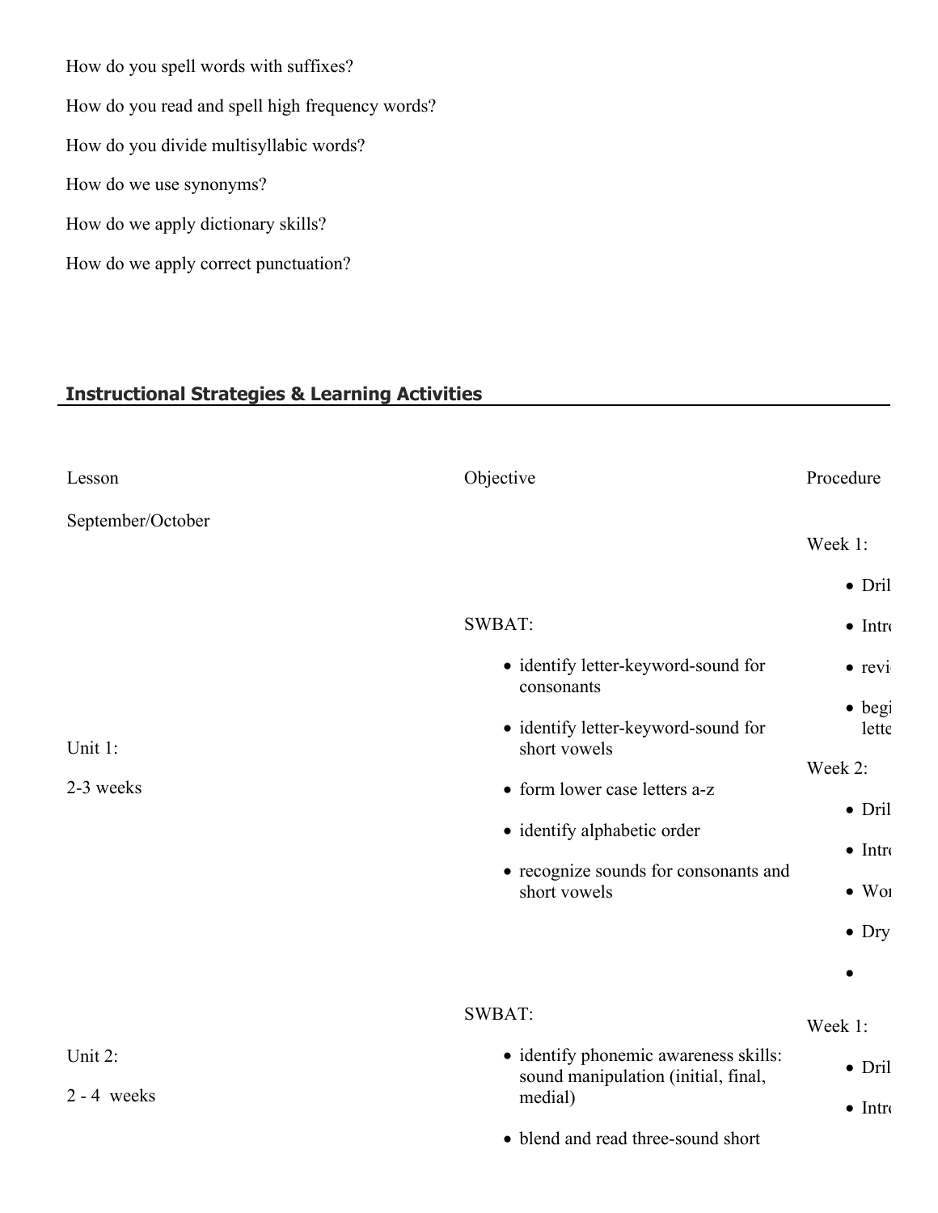How do you spell words with suffixes?

How do you read and spell high frequency words?

How do you divide multisyllabic words?

How do we use synonyms?

How do we apply dictionary skills?

How do we apply correct punctuation?

## Instructional Strategies & Learning Activities

| Lesson | Objective | Procedure |
|---|---|---|
| September/October | | |
| Unit 1:<br>2-3 weeks | SWBAT:<br>• identify letter-keyword-sound for consonants<br>• identify letter-keyword-sound for short vowels<br>• form lower case letters a-z<br>• identify alphabetic order<br>• recognize sounds for consonants and short vowels | Week 1:<br>• Dril<br>• Intro<br>• revi<br>• begi lette<br>Week 2:<br>• Dril<br>• Intro<br>• Wor<br>• Dry<br>• |
| Unit 2:<br>2 - 4 weeks | SWBAT:<br>• identify phonemic awareness skills: sound manipulation (initial, final, medial)<br>• blend and read three-sound short | Week 1:<br>• Dril<br>• Intro |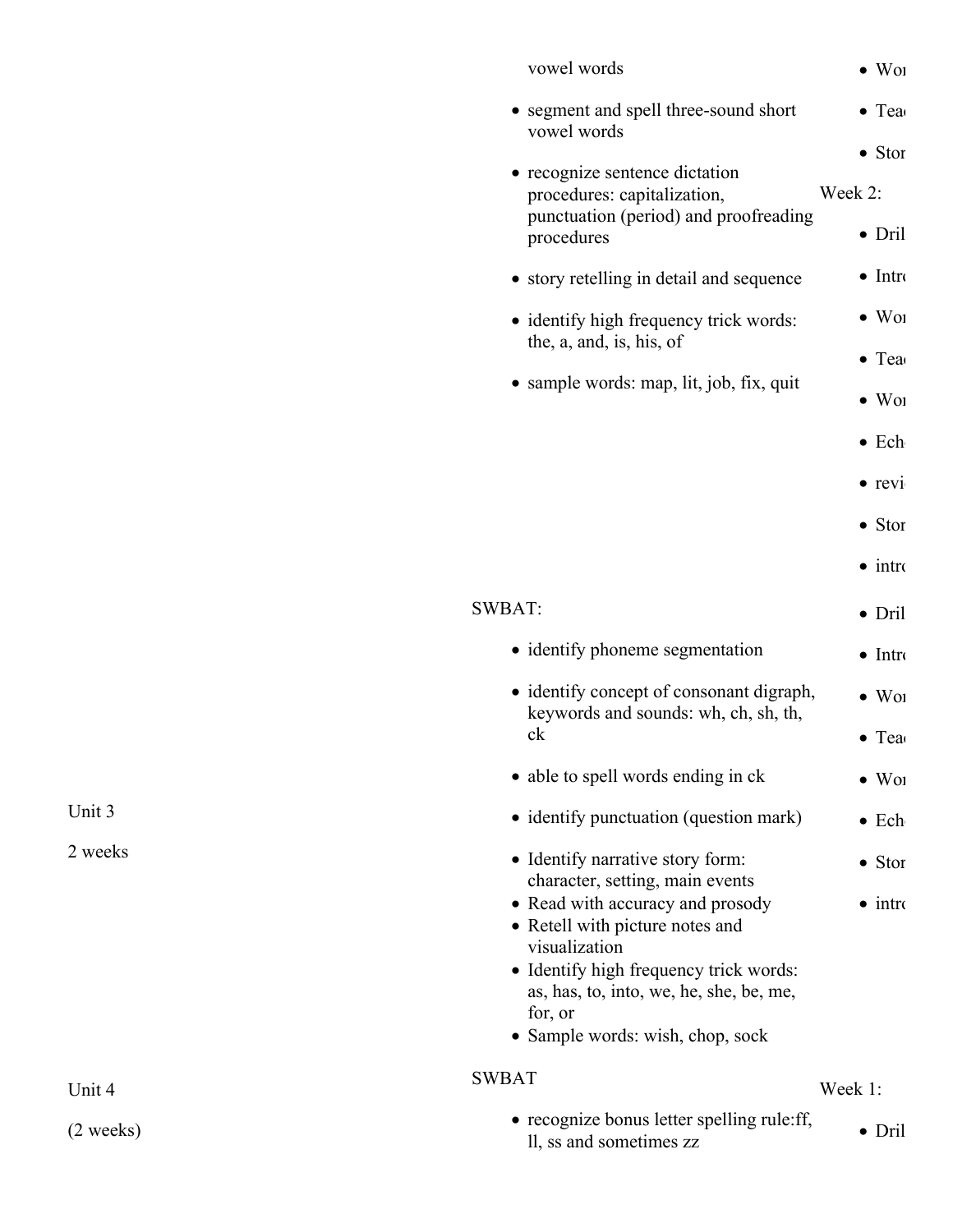| | | |
|---|---|---|
| | vowel words<br>• segment and spell three-sound short vowel words<br>• recognize sentence dictation procedures: capitalization, punctuation (period) and proofreading procedures<br>• story retelling in detail and sequence<br>• identify high frequency trick words: the, a, and, is, his, of<br>• sample words: map, lit, job, fix, quit | • Wor<br>• Tea<br>• Stor<br>Week 2:<br>• Dril<br>• Intro<br>• Wor<br>• Tea<br>• Wor<br>• Ech<br>• revi<br>• Stor<br>• intro |
| Unit 3<br><br>2 weeks | SWBAT:<br>• identify phoneme segmentation<br>• identify concept of consonant digraph, keywords and sounds: wh, ch, sh, th, ck<br>• able to spell words ending in ck<br>• identify punctuation (question mark)<br>• Identify narrative story form: character, setting, main events<br>• Read with accuracy and prosody<br>• Retell with picture notes and visualization<br>• Identify high frequency trick words: as, has, to, into, we, he, she, be, me, for, or<br>• Sample words: wish, chop, sock | • Dril<br>• Intro<br>• Wor<br>• Tea<br>• Wor<br>• Ech<br>• Stor<br>• intro |
| Unit 4<br><br>(2 weeks) | SWBAT<br>• recognize bonus letter spelling rule:ff, ll, ss and sometimes zz | Week 1:<br>• Dril |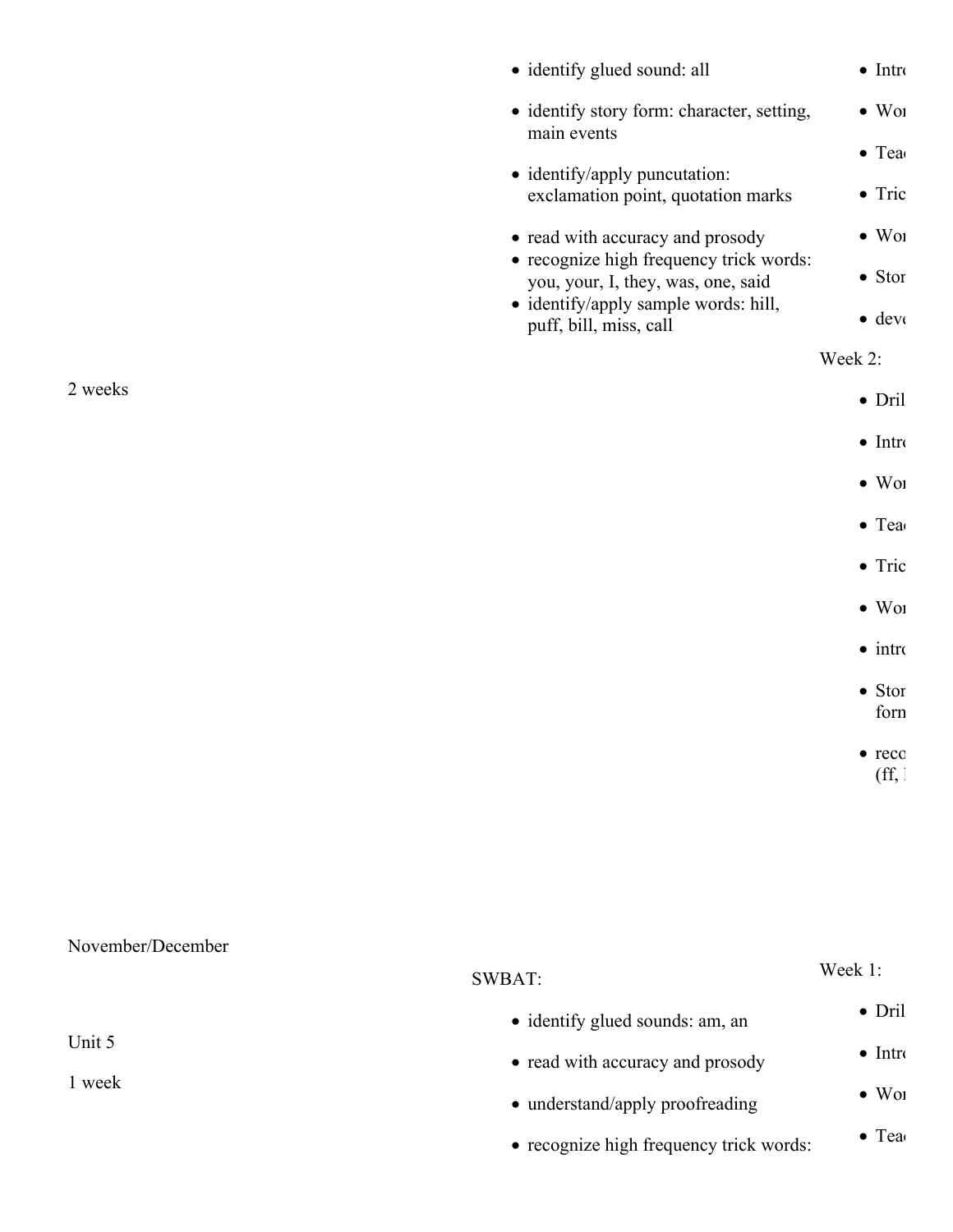| | | |
|---|---|---|
| 2 weeks | • identify glued sound: all<br>• identify story form: character, setting, main events<br>• identify/apply puncutation: exclamation point, quotation marks<br>• read with accuracy and prosody<br>• recognize high frequency trick words: you, your, I, they, was, one, said<br>• identify/apply sample words: hill, puff, bill, miss, call | • Intro<br>• Wor<br>• Tea<br>• Tric<br>• Wor<br>• Stor<br>• deve<br>Week 2:<br>• Dril<br>• Intro<br>• Wor<br>• Tea<br>• Tric<br>• Wor<br>• intro<br>• Stor form<br>• reco (ff, l |
| November/December<br><br>Unit 5<br><br>1 week | SWBAT:<br>• identify glued sounds: am, an<br>• read with accuracy and prosody<br>• understand/apply proofreading<br>• recognize high frequency trick words: | Week 1:<br>• Dril<br>• Intro<br>• Wor<br>• Tea |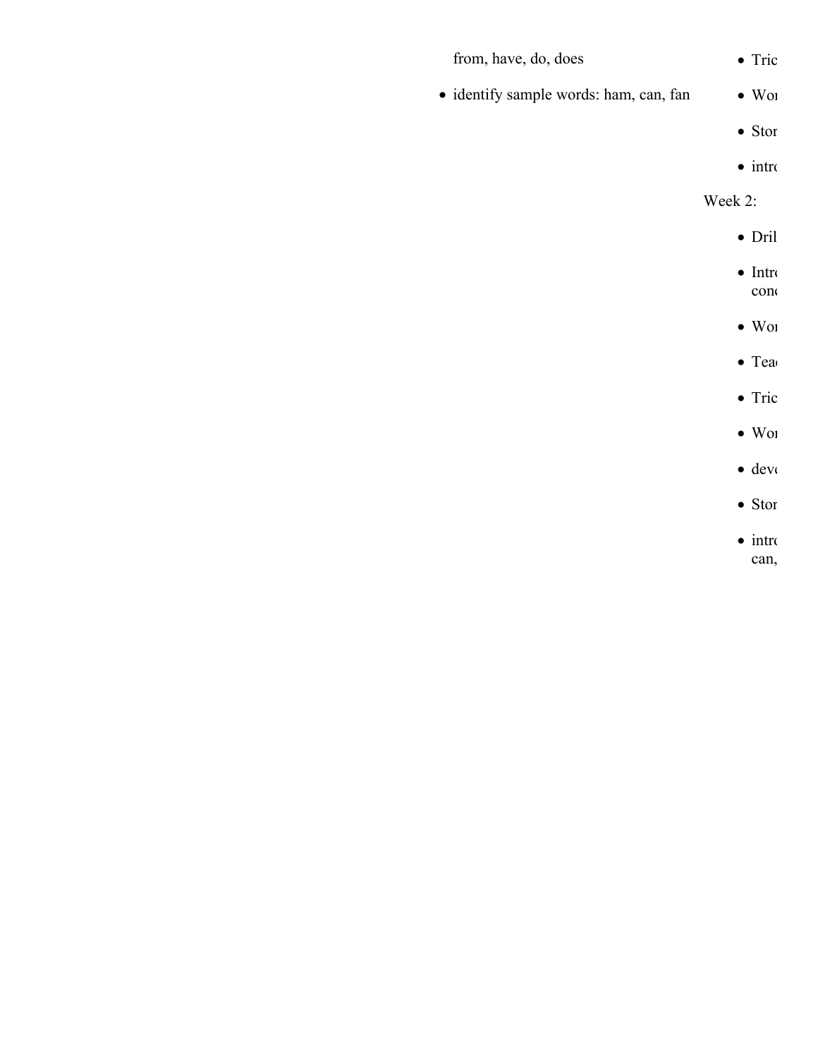from, have, do, does

- identify sample words: ham, can, fan

- Tric
- Wor
- Stor
- intro

Week 2:

- Dril
- Intro
  conc
- Wor
- Tea
- Tric
- Wor
- deve
- Stor
- intro
  can,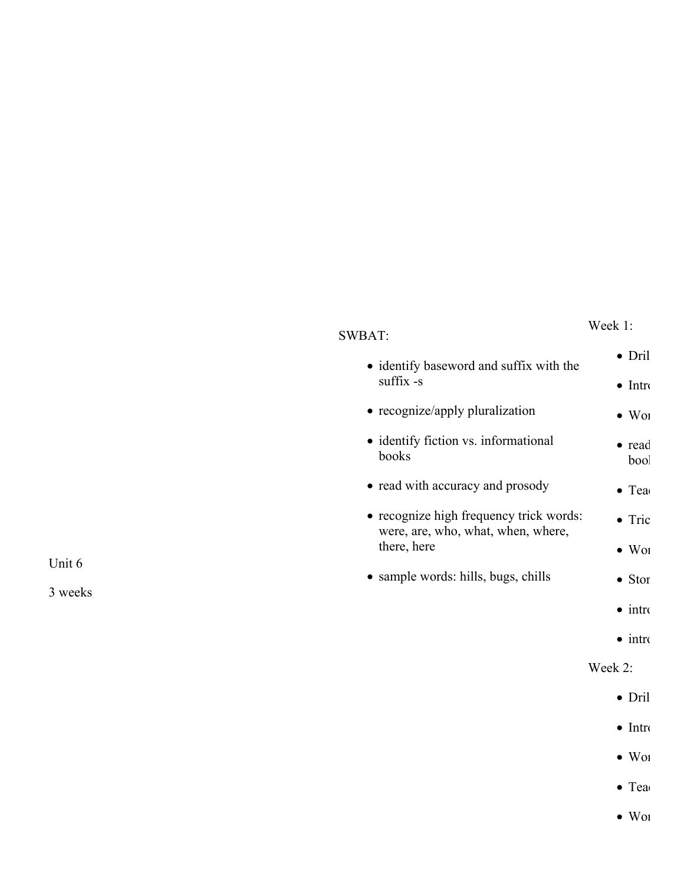Unit 6

3 weeks

SWBAT:

- identify baseword and suffix with the suffix -s
- recognize/apply pluralization
- identify fiction vs. informational books
- read with accuracy and prosody
- recognize high frequency trick words: were, are, who, what, when, where, there, here
- sample words: hills, bugs, chills

Week 1:

- Dril
- Intro
- Wor
- read boo
- Tea
- Tric
- Wor
- Stor
- intro
- intro

Week 2:

- Dril
- Intro
- Wor
- Tea
- Wor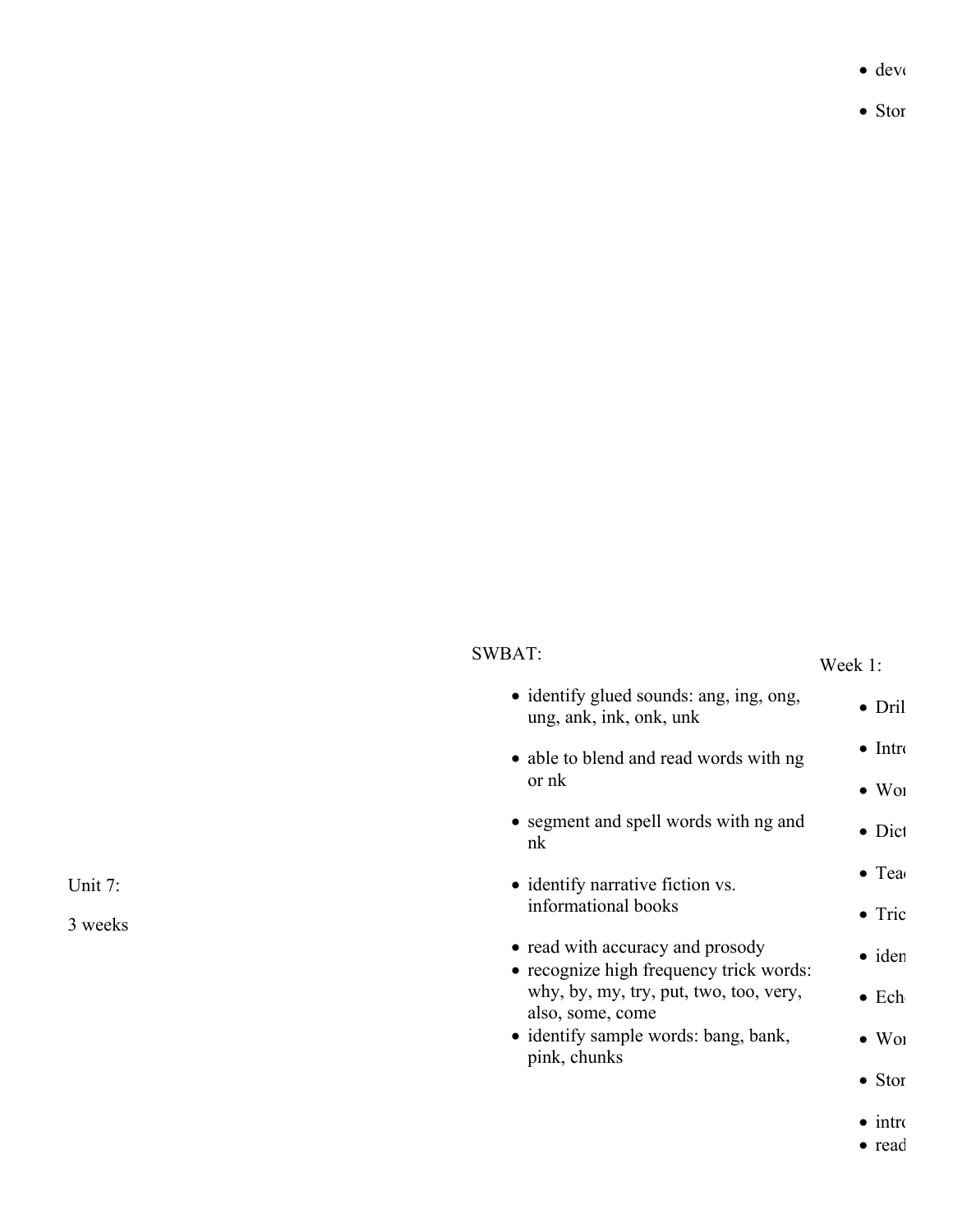- deve
- Stor

Unit 7:

3 weeks

SWBAT:

- identify glued sounds: ang, ing, ong, ung, ank, ink, onk, unk
- able to blend and read words with ng or nk
- segment and spell words with ng and nk
- identify narrative fiction vs. informational books
- read with accuracy and prosody
- recognize high frequency trick words: why, by, my, try, put, two, too, very, also, some, come
- identify sample words: bang, bank, pink, chunks

Week 1:

- Dril
- Intr
- Wor
- Dict
- Tea
- Tric
- iden
- Ech
- Wor
- Stor
- intr
- read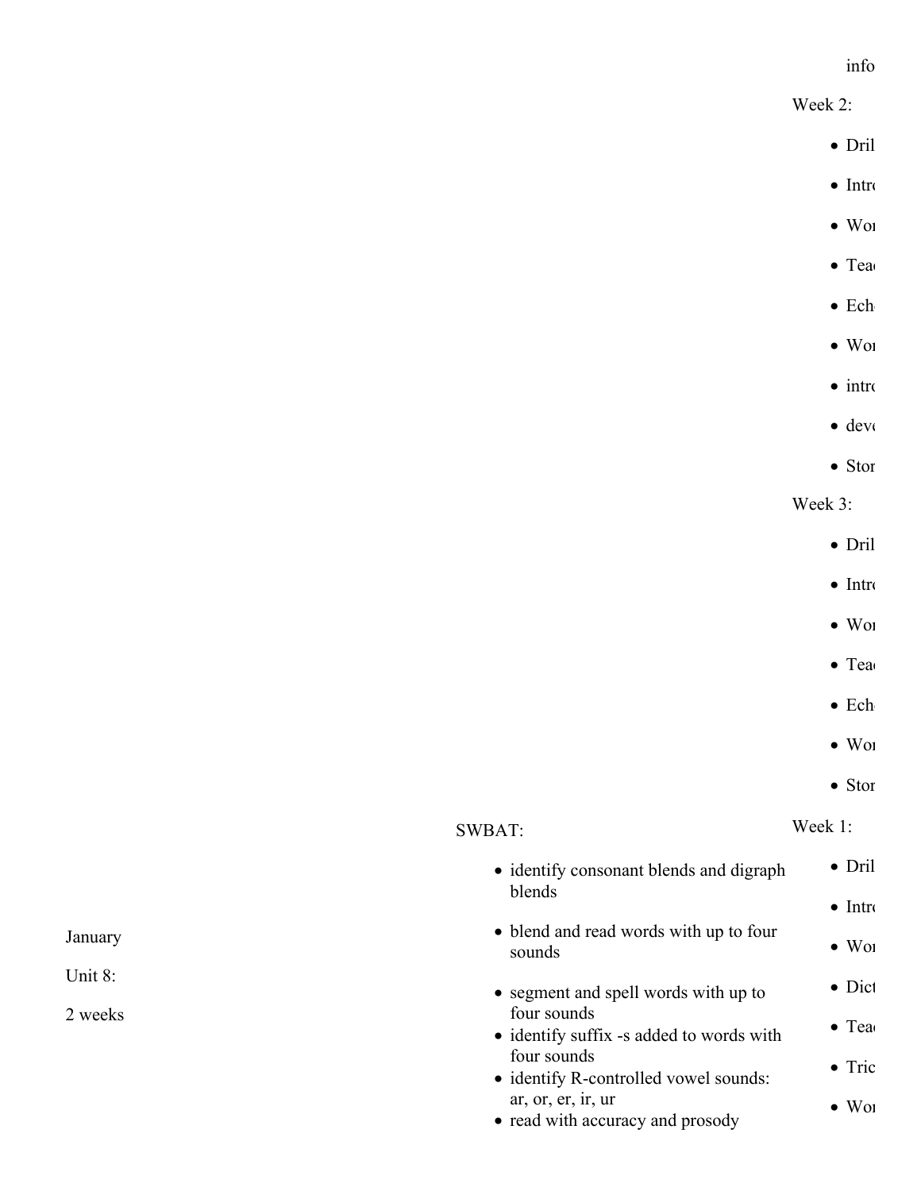info

Week 2:

- Dril
- Intro
- Wor
- Tea
- Ech
- Wor
- intro
- dev
- Stor

Week 3:

- Dril
- Intro
- Wor
- Tea
- Ech
- Wor
- Stor

January

Unit 8:

2 weeks

SWBAT:

- identify consonant blends and digraph blends
- blend and read words with up to four sounds
- segment and spell words with up to four sounds
- identify suffix -s added to words with four sounds
- identify R-controlled vowel sounds: ar, or, er, ir, ur
- read with accuracy and prosody

Week 1:

- Dril
- Intro
- Wor
- Dict
- Tea
- Tric
- Wor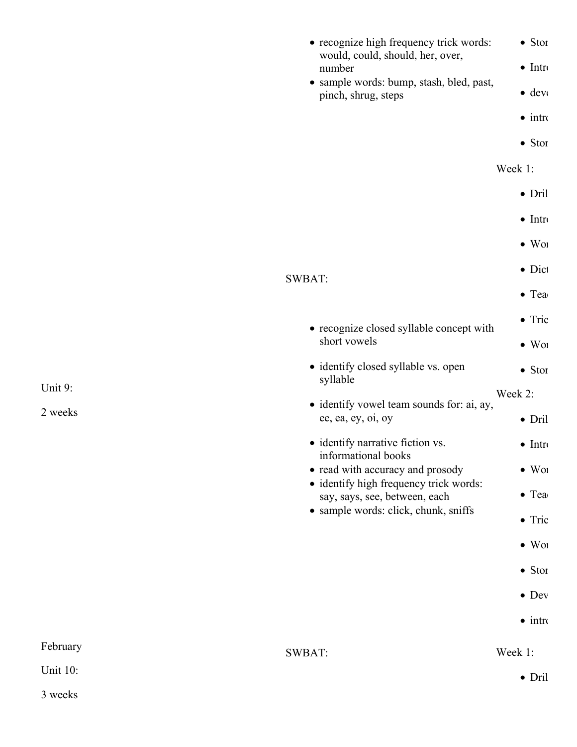- recognize high frequency trick words: would, could, should, her, over, number
- sample words: bump, stash, bled, past, pinch, shrug, steps

| | | |
|---|---|---|
| | | • Stor<br>• Intro<br>• deve<br>• intro<br>• Stor |
| Unit 9:<br><br>2 weeks | SWBAT:<br><br>• recognize closed syllable concept with short vowels<br>• identify closed syllable vs. open syllable<br>• identify vowel team sounds for: ai, ay, ee, ea, ey, oi, oy<br>• identify narrative fiction vs. informational books<br>• read with accuracy and prosody<br>• identify high frequency trick words: say, says, see, between, each<br>• sample words: click, chunk, sniffs | Week 1:<br><br>• Dril<br>• Intro<br>• Wor<br>• Dict<br>• Tea<br>• Tric<br>• Wor<br>• Stor<br><br>Week 2:<br><br>• Dril<br>• Intro<br>• Wor<br>• Tea<br>• Tric<br>• Wor<br>• Stor<br>• Dev<br>• intro |
| February<br><br>Unit 10:<br><br>3 weeks | SWBAT: | Week 1:<br><br>• Dril |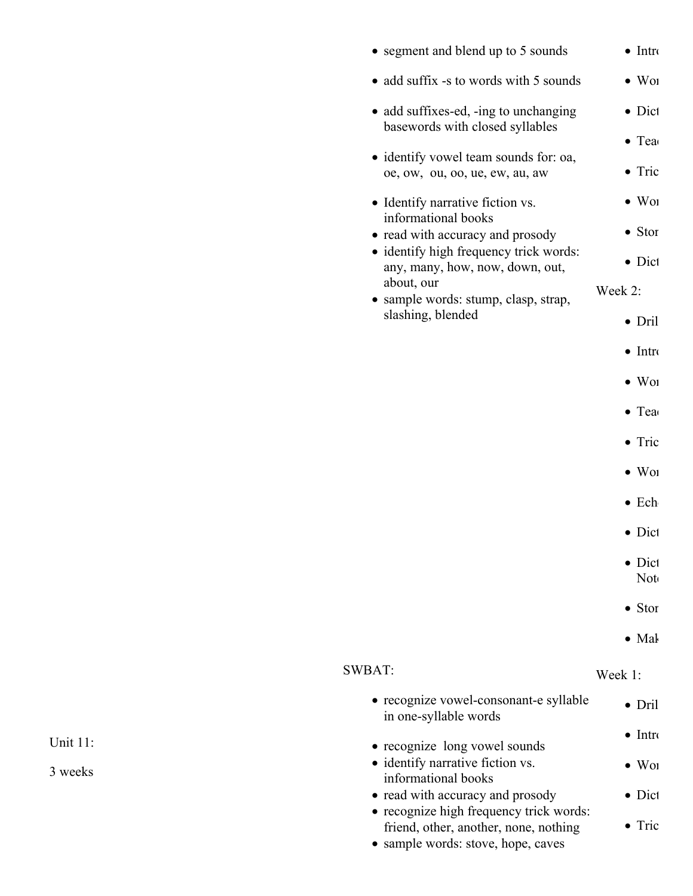- segment and blend up to 5 sounds
- add suffix -s to words with 5 sounds
- add suffixes-ed, -ing to unchanging basewords with closed syllables
- identify vowel team sounds for: oa, oe, ow, ou, oo, ue, ew, au, aw
- Identify narrative fiction vs. informational books
- read with accuracy and prosody
- identify high frequency trick words: any, many, how, now, down, out, about, our
- sample words: stump, clasp, strap, slashing, blended

- Intr
- Wor
- Dict
- Tea
- Tric
- Wor
- Stor
- Dict

Week 2:

- Dril
- Intr
- Wor
- Tea
- Tric
- Wor
- Ech
- Dict
- Dict
  Not
- Stor
- Mak

| Unit 11: 3 weeks | SWBAT: | Week 1: |
|---|---|---|
| | - recognize vowel-consonant-e syllable in one-syllable words<br>- recognize long vowel sounds<br>- identify narrative fiction vs. informational books<br>- read with accuracy and prosody<br>- recognize high frequency trick words: friend, other, another, none, nothing<br>- sample words: stove, hope, caves | - Dril<br>- Intr<br>- Wor<br>- Dict<br>- Tric |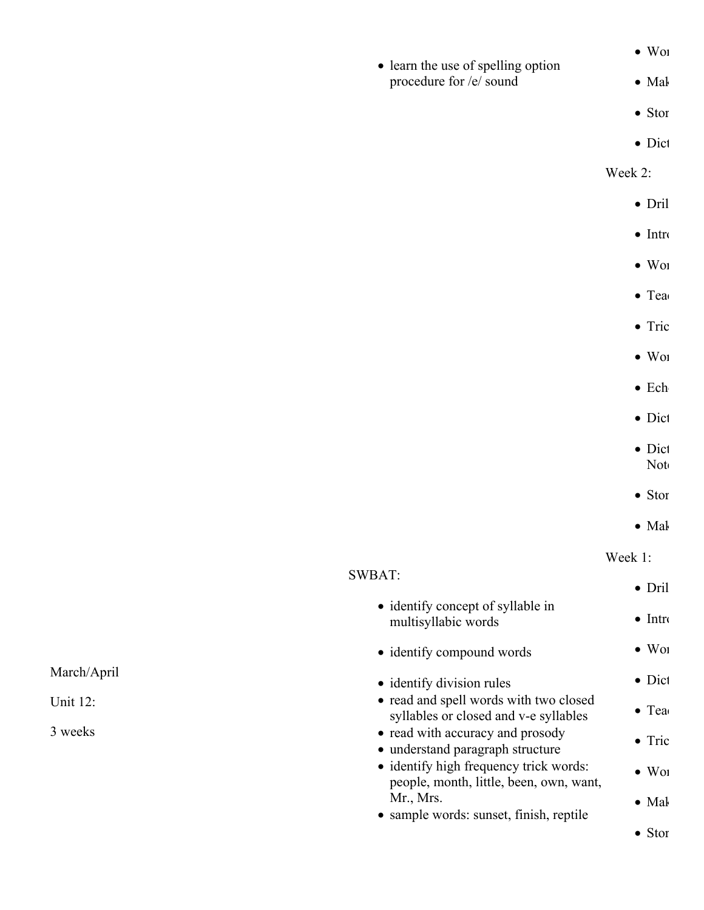- learn the use of spelling option procedure for /e/ sound

- Wor
- Mak
- Stor
- Dict

Week 2:

- Dril
- Intr
- Wor
- Tea
- Tric
- Wor
- Ech
- Dict
- Dict Not
- Stor
- Mak

| | | |
|---|---|---|
| March/April<br><br>Unit 12:<br><br>3 weeks | SWBAT:<br><br>• identify concept of syllable in multisyllabic words<br>• identify compound words<br>• identify division rules<br>• read and spell words with two closed syllables or closed and v-e syllables<br>• read with accuracy and prosody<br>• understand paragraph structure<br>• identify high frequency trick words: people, month, little, been, own, want, Mr., Mrs.<br>• sample words: sunset, finish, reptile | Week 1:<br><br>• Dril<br>• Intr<br>• Wor<br>• Dict<br>• Tea<br>• Tric<br>• Wor<br>• Mak<br>• Stor |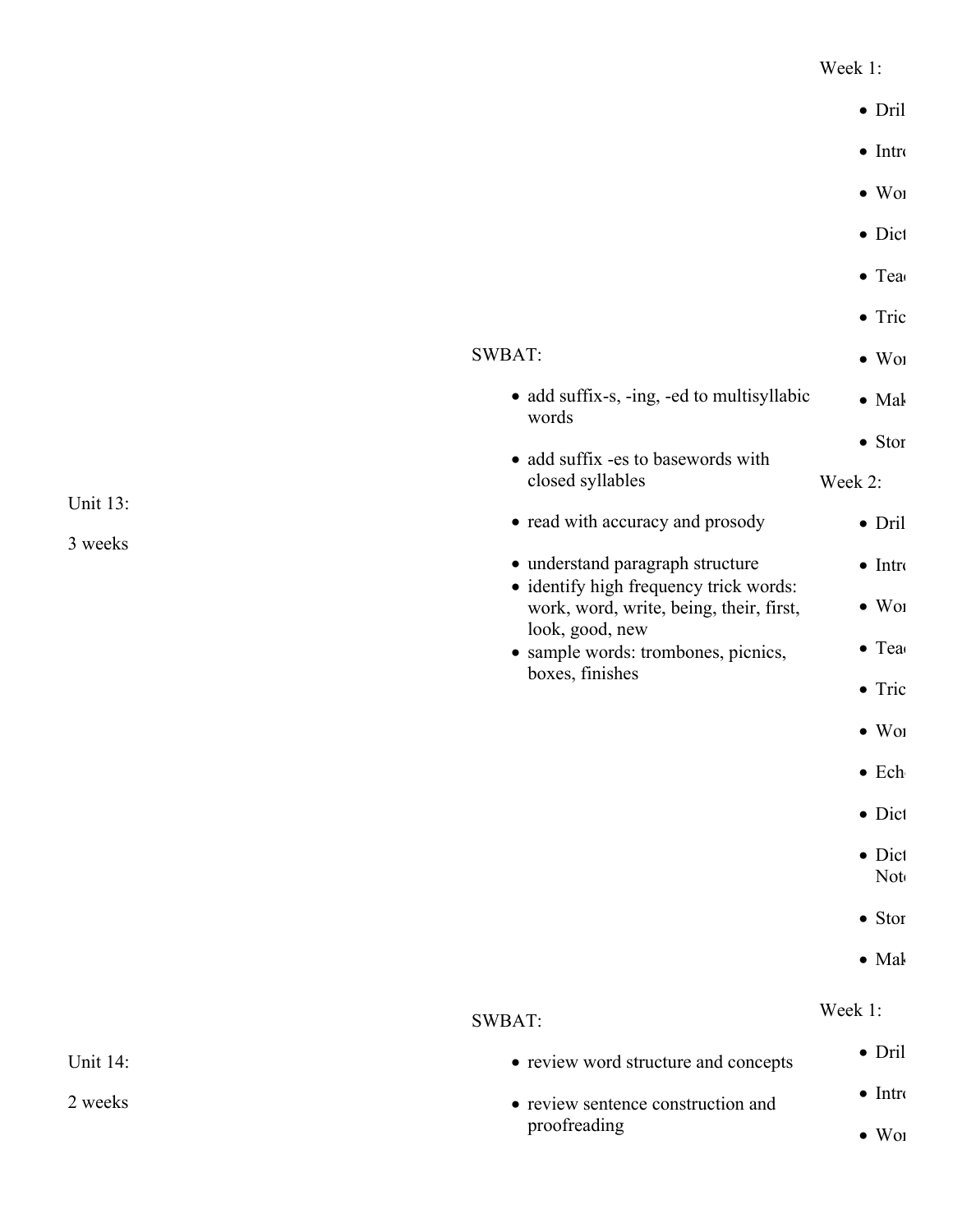| | | |
|---|---|---|
| Unit 13:<br><br>3 weeks | SWBAT:<br><br>• add suffix-s, -ing, -ed to multisyllabic words<br>• add suffix -es to basewords with closed syllables<br>• read with accuracy and prosody<br>• understand paragraph structure<br>• identify high frequency trick words: work, word, write, being, their, first, look, good, new<br>• sample words: trombones, picnics, boxes, finishes | Week 1:<br><br>• Dril<br>• Intr<br>• Wo<br>• Dict<br>• Tea<br>• Tric<br>• Wo<br>• Mak<br>• Stor<br><br>Week 2:<br><br>• Dril<br>• Intr<br>• Wo<br>• Tea<br>• Tric<br>• Wo<br>• Ech<br>• Dict<br>• Dict Not<br>• Stor<br>• Mak |
| Unit 14:<br><br>2 weeks | SWBAT:<br><br>• review word structure and concepts<br>• review sentence construction and proofreading | Week 1:<br><br>• Dril<br>• Intr<br>• Wo |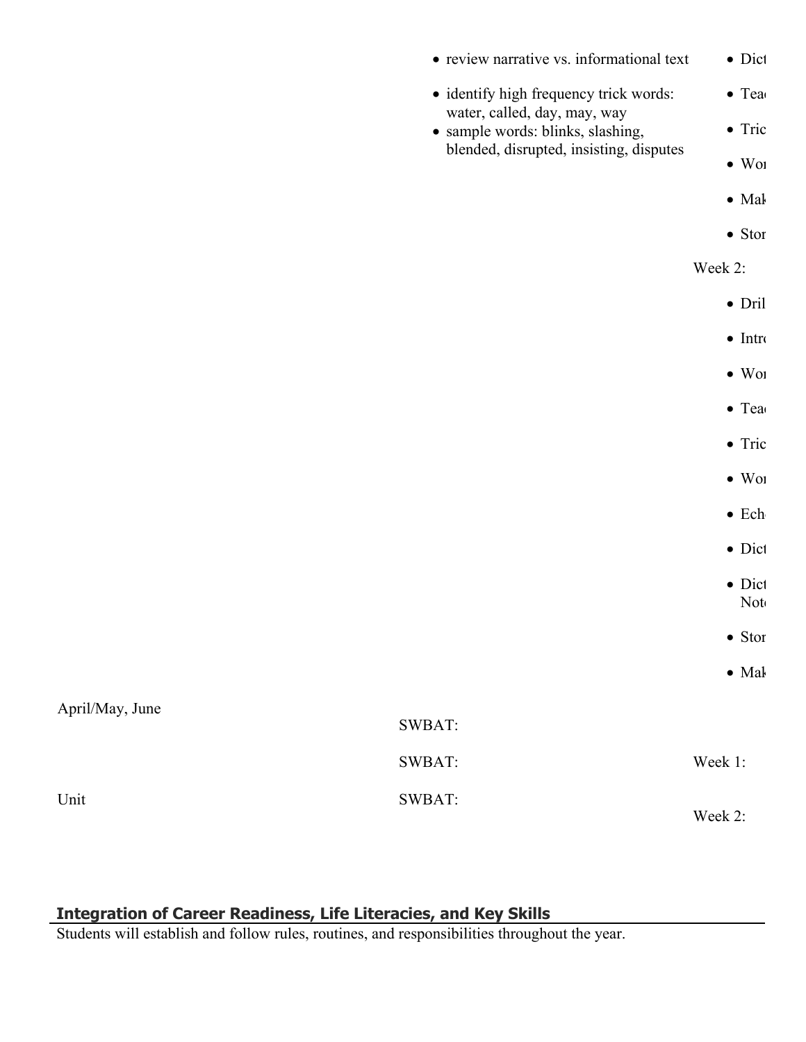- review narrative vs. informational text
- identify high frequency trick words: water, called, day, may, way
- sample words: blinks, slashing, blended, disrupted, insisting, disputes

- Dict
- Tea
- Tric
- Wor
- Mak
- Stor

Week 2:

- Dril
- Intr
- Wor
- Tea
- Tric
- Wor
- Ech
- Dict
- Dict Not
- Stor
- Mak

April/May, June

Unit

SWBAT:

SWBAT:

SWBAT:

Week 1:

Week 2:

## Integration of Career Readiness, Life Literacies, and Key Skills

Students will establish and follow rules, routines, and responsibilities throughout the year.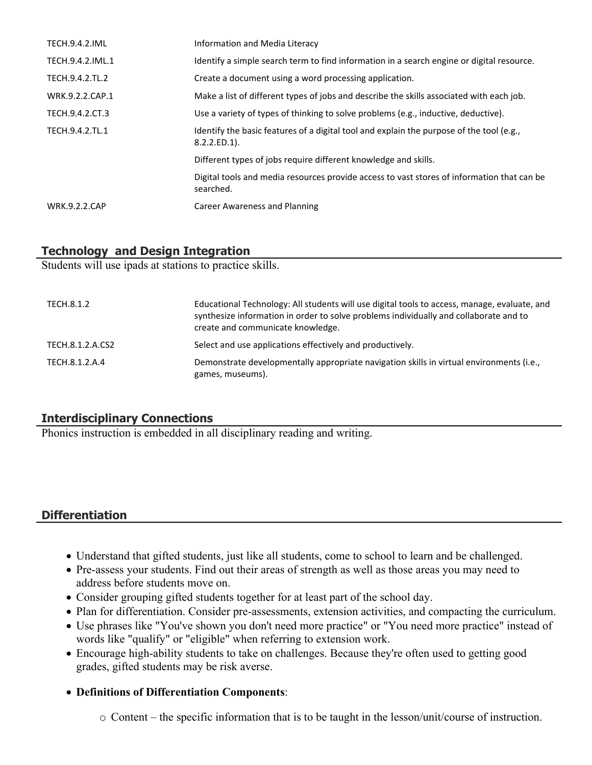| | |
|---|---|
| TECH.9.4.2.IML | Information and Media Literacy |
| TECH.9.4.2.IML.1 | Identify a simple search term to find information in a search engine or digital resource. |
| TECH.9.4.2.TL.2 | Create a document using a word processing application. |
| WRK.9.2.2.CAP.1 | Make a list of different types of jobs and describe the skills associated with each job. |
| TECH.9.4.2.CT.3 | Use a variety of types of thinking to solve problems (e.g., inductive, deductive). |
| TECH.9.4.2.TL.1 | Identify the basic features of a digital tool and explain the purpose of the tool (e.g., 8.2.2.ED.1). |
| | Different types of jobs require different knowledge and skills. |
| | Digital tools and media resources provide access to vast stores of information that can be searched. |
| WRK.9.2.2.CAP | Career Awareness and Planning |

## Technology and Design Integration

Students will use ipads at stations to practice skills.

| | |
|---|---|
| TECH.8.1.2 | Educational Technology: All students will use digital tools to access, manage, evaluate, and synthesize information in order to solve problems individually and collaborate and to create and communicate knowledge. |
| TECH.8.1.2.A.CS2 | Select and use applications effectively and productively. |
| TECH.8.1.2.A.4 | Demonstrate developmentally appropriate navigation skills in virtual environments (i.e., games, museums). |

## Interdisciplinary Connections

Phonics instruction is embedded in all disciplinary reading and writing.

## Differentiation

- Understand that gifted students, just like all students, come to school to learn and be challenged.
- Pre-assess your students. Find out their areas of strength as well as those areas you may need to address before students move on.
- Consider grouping gifted students together for at least part of the school day.
- Plan for differentiation. Consider pre-assessments, extension activities, and compacting the curriculum.
- Use phrases like "You've shown you don't need more practice" or "You need more practice" instead of words like "qualify" or "eligible" when referring to extension work.
- Encourage high-ability students to take on challenges. Because they're often used to getting good grades, gifted students may be risk averse.
- **Definitions of Differentiation Components**:
  - Content – the specific information that is to be taught in the lesson/unit/course of instruction.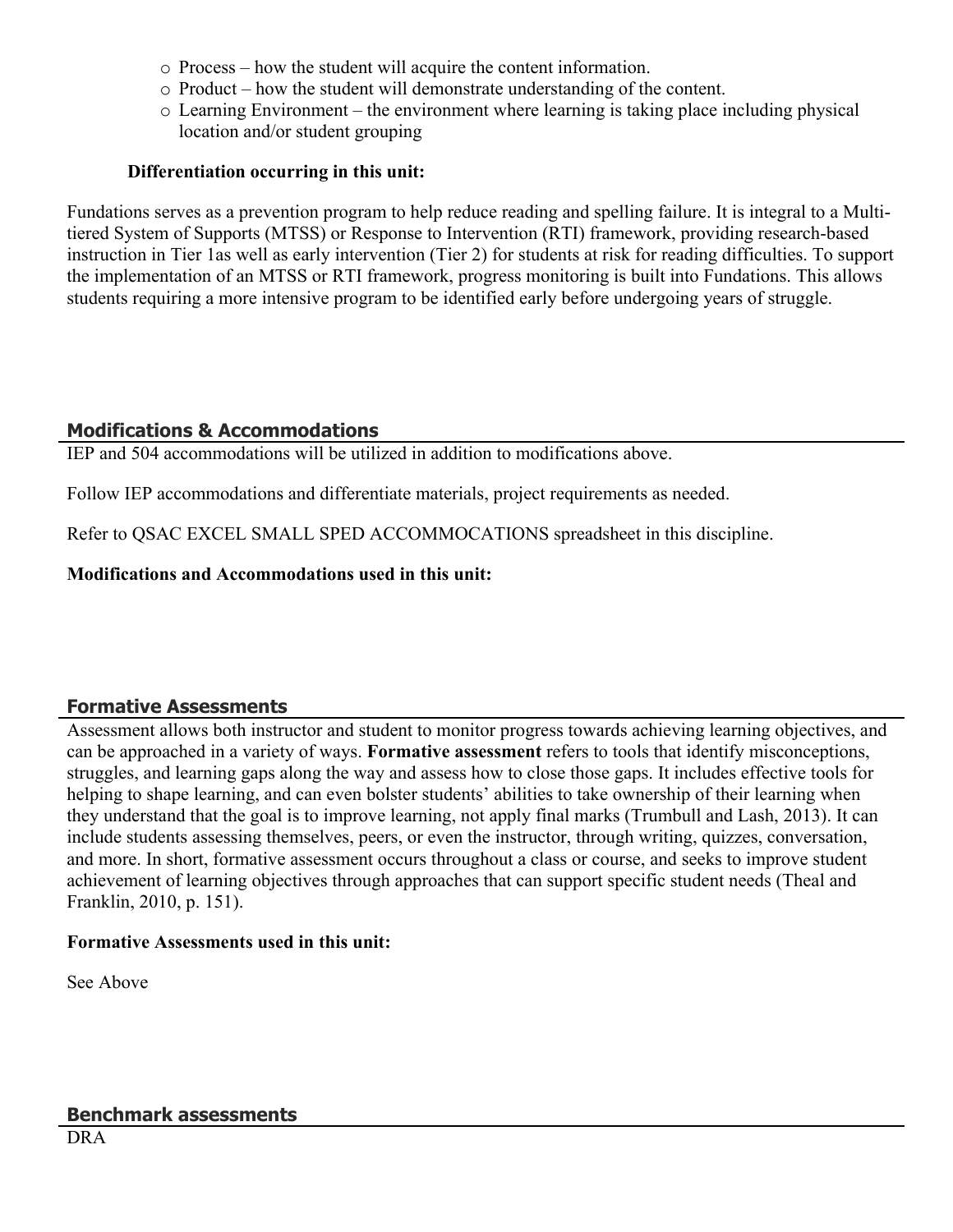- Process – how the student will acquire the content information.
- Product – how the student will demonstrate understanding of the content.
- Learning Environment – the environment where learning is taking place including physical location and/or student grouping

**Differentiation occurring in this unit:**

Fundations serves as a prevention program to help reduce reading and spelling failure. It is integral to a Multi-tiered System of Supports (MTSS) or Response to Intervention (RTI) framework, providing research-based instruction in Tier 1as well as early intervention (Tier 2) for students at risk for reading difficulties. To support the implementation of an MTSS or RTI framework, progress monitoring is built into Fundations. This allows students requiring a more intensive program to be identified early before undergoing years of struggle.

## Modifications & Accommodations

IEP and 504 accommodations will be utilized in addition to modifications above.

Follow IEP accommodations and differentiate materials, project requirements as needed.

Refer to QSAC EXCEL SMALL SPED ACCOMMOCATIONS spreadsheet in this discipline.

**Modifications and Accommodations used in this unit:**

## Formative Assessments

Assessment allows both instructor and student to monitor progress towards achieving learning objectives, and can be approached in a variety of ways. **Formative assessment** refers to tools that identify misconceptions, struggles, and learning gaps along the way and assess how to close those gaps. It includes effective tools for helping to shape learning, and can even bolster students' abilities to take ownership of their learning when they understand that the goal is to improve learning, not apply final marks (Trumbull and Lash, 2013). It can include students assessing themselves, peers, or even the instructor, through writing, quizzes, conversation, and more. In short, formative assessment occurs throughout a class or course, and seeks to improve student achievement of learning objectives through approaches that can support specific student needs (Theal and Franklin, 2010, p. 151).

**Formative Assessments used in this unit:**

See Above

## Benchmark assessments

DRA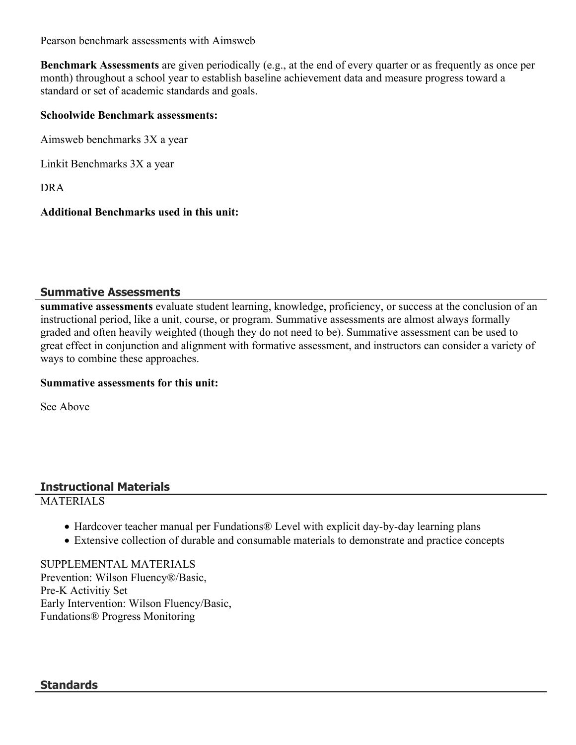Pearson benchmark assessments with Aimsweb

**Benchmark Assessments** are given periodically (e.g., at the end of every quarter or as frequently as once per month) throughout a school year to establish baseline achievement data and measure progress toward a standard or set of academic standards and goals.

**Schoolwide Benchmark assessments:**

Aimsweb benchmarks 3X a year

Linkit Benchmarks 3X a year

DRA

**Additional Benchmarks used in this unit:**

## Summative Assessments

**summative assessments** evaluate student learning, knowledge, proficiency, or success at the conclusion of an instructional period, like a unit, course, or program. Summative assessments are almost always formally graded and often heavily weighted (though they do not need to be). Summative assessment can be used to great effect in conjunction and alignment with formative assessment, and instructors can consider a variety of ways to combine these approaches.

**Summative assessments for this unit:**

See Above

## Instructional Materials

MATERIALS

- Hardcover teacher manual per Fundations® Level with explicit day-by-day learning plans
- Extensive collection of durable and consumable materials to demonstrate and practice concepts

SUPPLEMENTAL MATERIALS
Prevention: Wilson Fluency®/Basic,
Pre-K Activitiy Set
Early Intervention: Wilson Fluency/Basic,
Fundations® Progress Monitoring

## Standards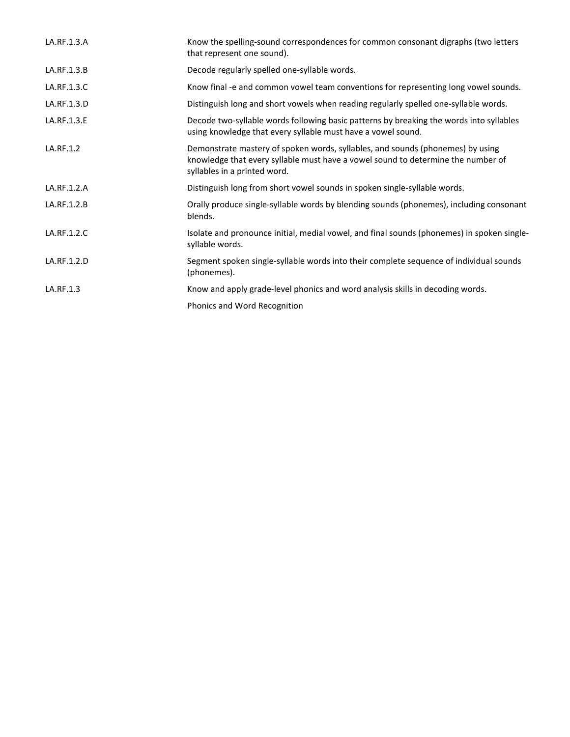| | |
|---|---|
| LA.RF.1.3.A | Know the spelling-sound correspondences for common consonant digraphs (two letters that represent one sound). |
| LA.RF.1.3.B | Decode regularly spelled one-syllable words. |
| LA.RF.1.3.C | Know final -e and common vowel team conventions for representing long vowel sounds. |
| LA.RF.1.3.D | Distinguish long and short vowels when reading regularly spelled one-syllable words. |
| LA.RF.1.3.E | Decode two-syllable words following basic patterns by breaking the words into syllables using knowledge that every syllable must have a vowel sound. |
| LA.RF.1.2 | Demonstrate mastery of spoken words, syllables, and sounds (phonemes) by using knowledge that every syllable must have a vowel sound to determine the number of syllables in a printed word. |
| LA.RF.1.2.A | Distinguish long from short vowel sounds in spoken single-syllable words. |
| LA.RF.1.2.B | Orally produce single-syllable words by blending sounds (phonemes), including consonant blends. |
| LA.RF.1.2.C | Isolate and pronounce initial, medial vowel, and final sounds (phonemes) in spoken single-syllable words. |
| LA.RF.1.2.D | Segment spoken single-syllable words into their complete sequence of individual sounds (phonemes). |
| LA.RF.1.3 | Know and apply grade-level phonics and word analysis skills in decoding words. |
| | Phonics and Word Recognition |